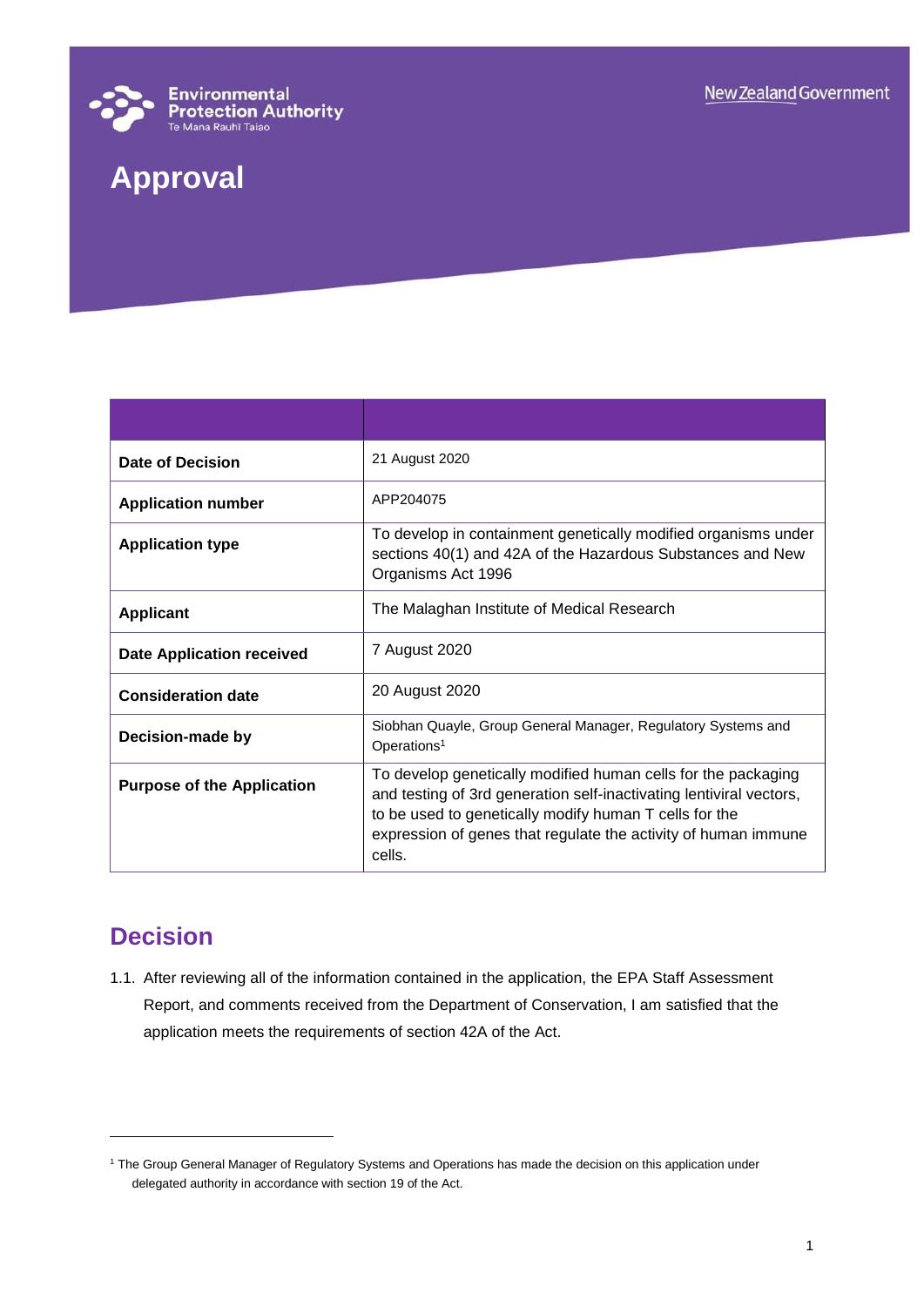Environmental Protection Authority
Te Mana Rauhī Taiao

New Zealand Government

# Approval

| | |
|---|---|
| **Date of Decision** | 21 August 2020 |
| **Application number** | APP204075 |
| **Application type** | To develop in containment genetically modified organisms under sections 40(1) and 42A of the Hazardous Substances and New Organisms Act 1996 |
| **Applicant** | The Malaghan Institute of Medical Research |
| **Date Application received** | 7 August 2020 |
| **Consideration date** | 20 August 2020 |
| **Decision-made by** | Siobhan Quayle, Group General Manager, Regulatory Systems and Operations[1] |
| **Purpose of the Application** | To develop genetically modified human cells for the packaging and testing of 3rd generation self-inactivating lentiviral vectors, to be used to genetically modify human T cells for the expression of genes that regulate the activity of human immune cells. |

## Decision

1.1. After reviewing all of the information contained in the application, the EPA Staff Assessment Report, and comments received from the Department of Conservation, I am satisfied that the application meets the requirements of section 42A of the Act.

---

[1] The Group General Manager of Regulatory Systems and Operations has made the decision on this application under delegated authority in accordance with section 19 of the Act.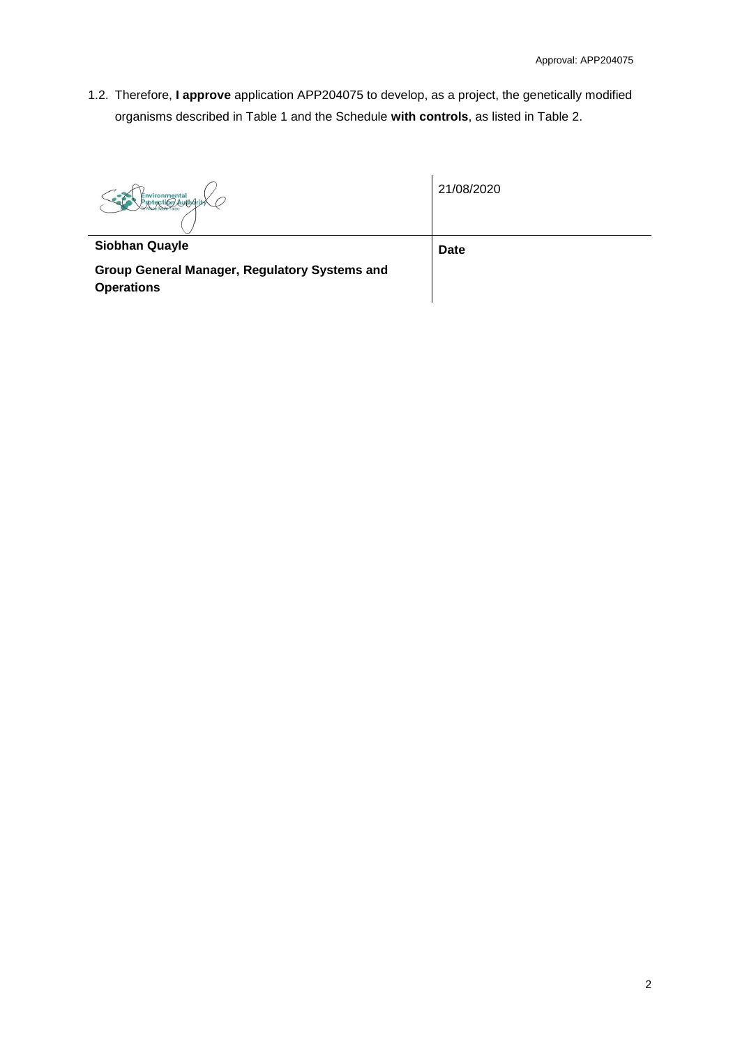1.2. Therefore, **I approve** application APP204075 to develop, as a project, the genetically modified organisms described in Table 1 and the Schedule **with controls**, as listed in Table 2.

| | 21/08/2020 |
|---|---|
| **Siobhan Quayle** | **Date** |
| **Group General Manager, Regulatory Systems and Operations** | |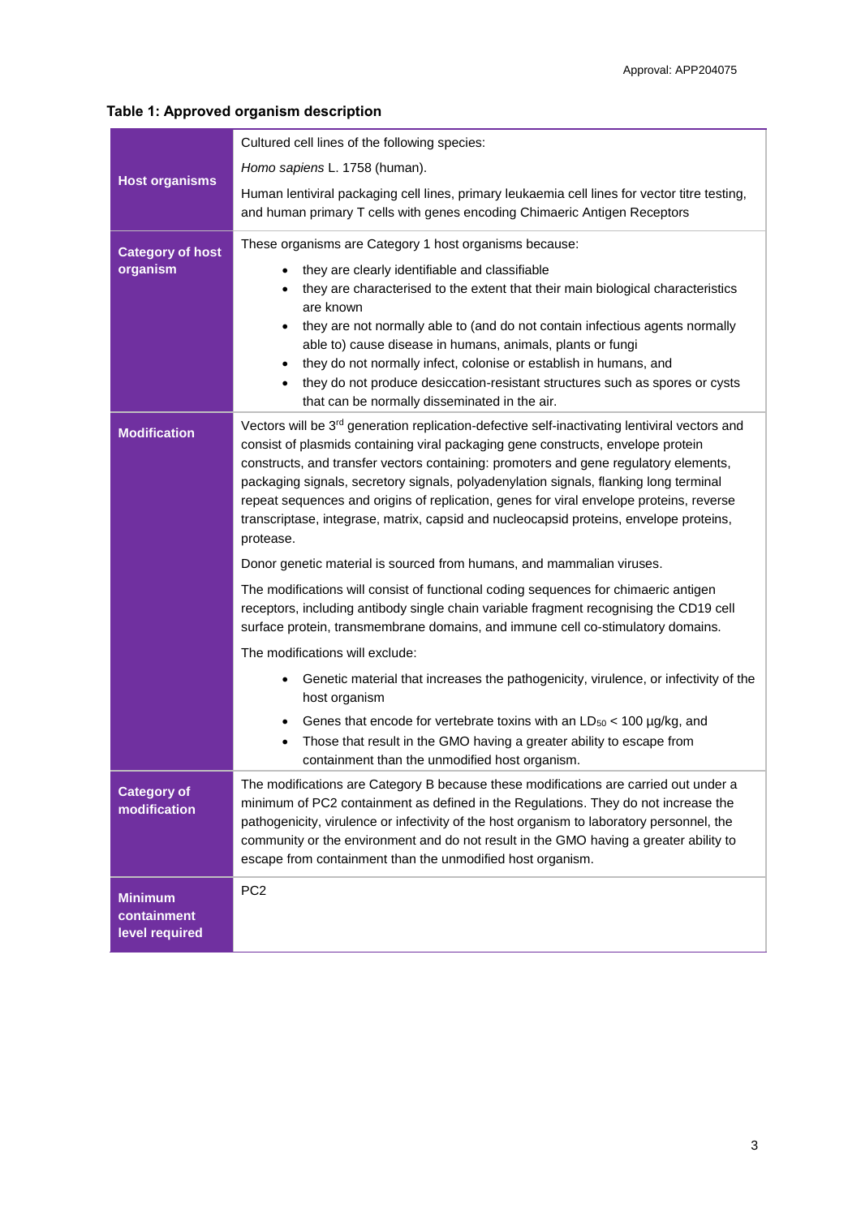**Table 1: Approved organism description**

| | |
|---|---|
| **Host organisms** | Cultured cell lines of the following species:<br>*Homo sapiens* L. 1758 (human).<br>Human lentiviral packaging cell lines, primary leukaemia cell lines for vector titre testing, and human primary T cells with genes encoding Chimaeric Antigen Receptors |
| **Category of host organism** | These organisms are Category 1 host organisms because:<br>• they are clearly identifiable and classifiable<br>• they are characterised to the extent that their main biological characteristics are known<br>• they are not normally able to (and do not contain infectious agents normally able to) cause disease in humans, animals, plants or fungi<br>• they do not normally infect, colonise or establish in humans, and<br>• they do not produce desiccation-resistant structures such as spores or cysts that can be normally disseminated in the air. |
| **Modification** | Vectors will be 3rd generation replication-defective self-inactivating lentiviral vectors and consist of plasmids containing viral packaging gene constructs, envelope protein constructs, and transfer vectors containing: promoters and gene regulatory elements, packaging signals, secretory signals, polyadenylation signals, flanking long terminal repeat sequences and origins of replication, genes for viral envelope proteins, reverse transcriptase, integrase, matrix, capsid and nucleocapsid proteins, envelope proteins, protease.<br>Donor genetic material is sourced from humans, and mammalian viruses.<br>The modifications will consist of functional coding sequences for chimaeric antigen receptors, including antibody single chain variable fragment recognising the CD19 cell surface protein, transmembrane domains, and immune cell co-stimulatory domains.<br>The modifications will exclude:<br>• Genetic material that increases the pathogenicity, virulence, or infectivity of the host organism<br>• Genes that encode for vertebrate toxins with an $LD_{50}$ < 100 µg/kg, and<br>• Those that result in the GMO having a greater ability to escape from containment than the unmodified host organism. |
| **Category of modification** | The modifications are Category B because these modifications are carried out under a minimum of PC2 containment as defined in the Regulations. They do not increase the pathogenicity, virulence or infectivity of the host organism to laboratory personnel, the community or the environment and do not result in the GMO having a greater ability to escape from containment than the unmodified host organism. |
| **Minimum containment level required** | PC2 |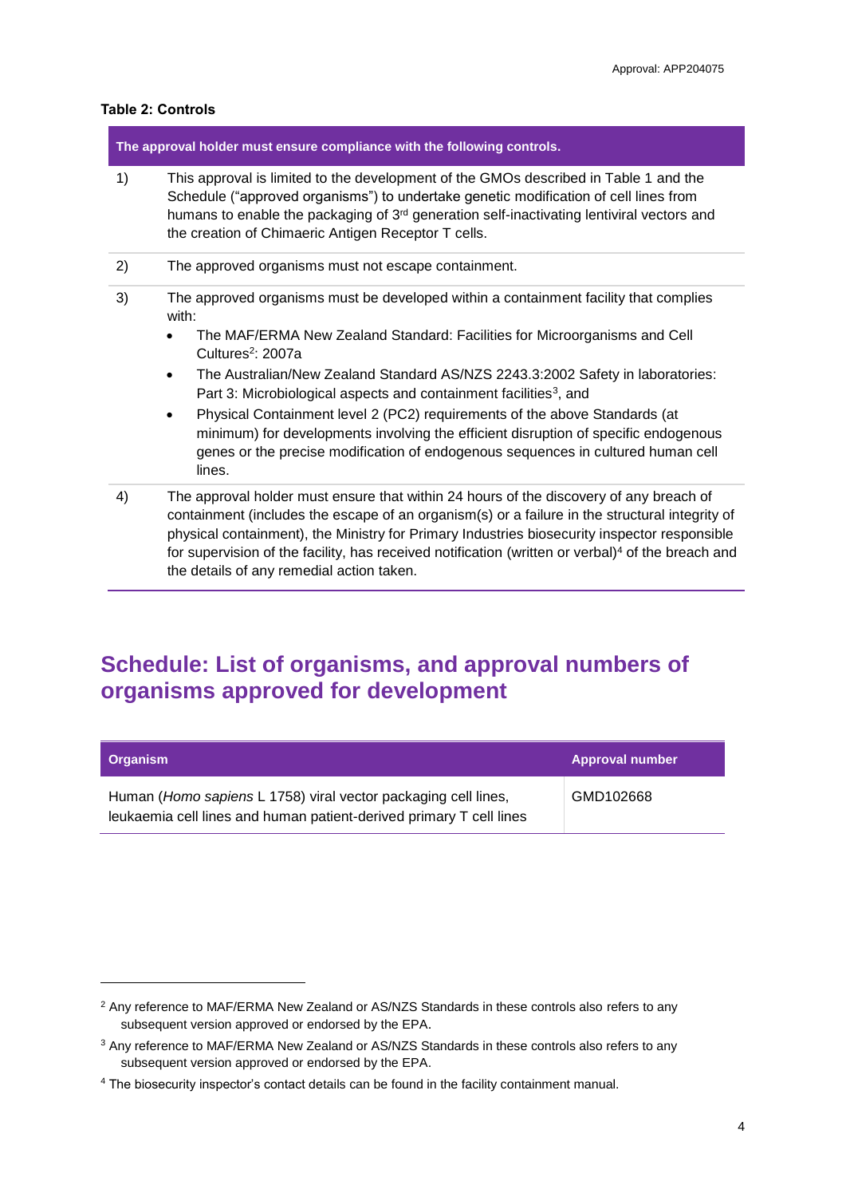**Table 2: Controls**

| The approval holder must ensure compliance with the following controls. | |
|---|---|
| 1) | This approval is limited to the development of the GMOs described in Table 1 and the Schedule ("approved organisms") to undertake genetic modification of cell lines from humans to enable the packaging of 3rd generation self-inactivating lentiviral vectors and the creation of Chimaeric Antigen Receptor T cells. |
| 2) | The approved organisms must not escape containment. |
| 3) | The approved organisms must be developed within a containment facility that complies with: • The MAF/ERMA New Zealand Standard: Facilities for Microorganisms and Cell Cultures[2]: 2007a • The Australian/New Zealand Standard AS/NZS 2243.3:2002 Safety in laboratories: Part 3: Microbiological aspects and containment facilities[3], and • Physical Containment level 2 (PC2) requirements of the above Standards (at minimum) for developments involving the efficient disruption of specific endogenous genes or the precise modification of endogenous sequences in cultured human cell lines. |
| 4) | The approval holder must ensure that within 24 hours of the discovery of any breach of containment (includes the escape of an organism(s) or a failure in the structural integrity of physical containment), the Ministry for Primary Industries biosecurity inspector responsible for supervision of the facility, has received notification (written or verbal)[4] of the breach and the details of any remedial action taken. |

## Schedule: List of organisms, and approval numbers of organisms approved for development

| Organism | Approval number |
|---|---|
| Human (*Homo sapiens* L 1758) viral vector packaging cell lines, leukaemia cell lines and human patient-derived primary T cell lines | GMD102668 |

[2] Any reference to MAF/ERMA New Zealand or AS/NZS Standards in these controls also refers to any subsequent version approved or endorsed by the EPA.

[3] Any reference to MAF/ERMA New Zealand or AS/NZS Standards in these controls also refers to any subsequent version approved or endorsed by the EPA.

[4] The biosecurity inspector's contact details can be found in the facility containment manual.